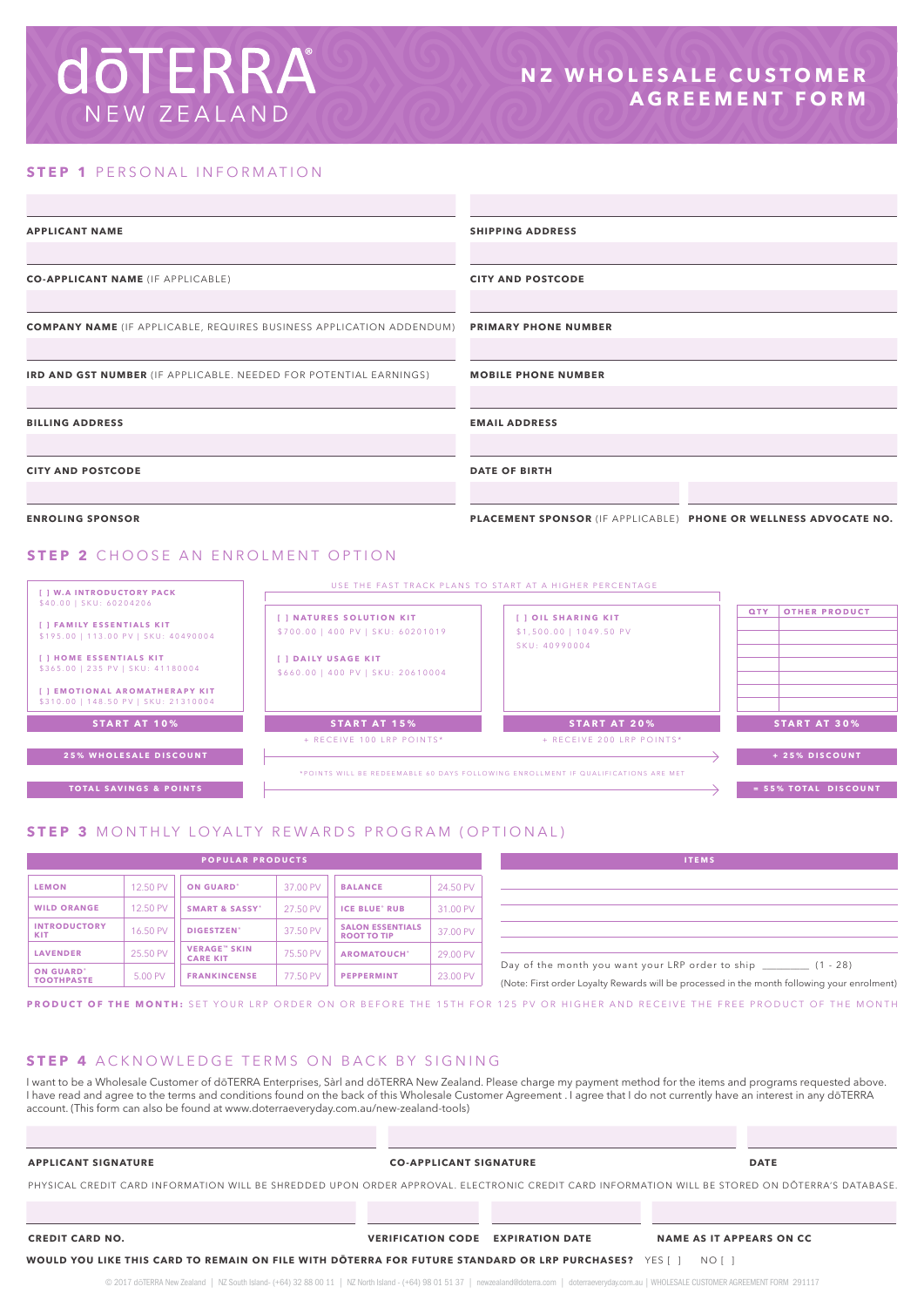# dōTERRA NEW ZEALAND

## NZ WHOLESALE CUSTOMER AGREEMENT FORM

## STEP 1 PERSONAL INFORMATION

| | |
|---|---|
| **APPLICANT NAME** | **SHIPPING ADDRESS** |
| **CO-APPLICANT NAME** (IF APPLICABLE) | **CITY AND POSTCODE** |
| **COMPANY NAME** (IF APPLICABLE, REQUIRES BUSINESS APPLICATION ADDENDUM) | **PRIMARY PHONE NUMBER** |
| **IRD AND GST NUMBER** (IF APPLICABLE. NEEDED FOR POTENTIAL EARNINGS) | **MOBILE PHONE NUMBER** |
| **BILLING ADDRESS** | **EMAIL ADDRESS** |
| **CITY AND POSTCODE** | **DATE OF BIRTH** |
| **ENROLING SPONSOR** | **PLACEMENT SPONSOR** (IF APPLICABLE) / **PHONE OR WELLNESS ADVOCATE NO.** |

## STEP 2 CHOOSE AN ENROLMENT OPTION

USE THE FAST TRACK PLANS TO START AT A HIGHER PERCENTAGE

| START AT 10% | START AT 15% | START AT 20% | START AT 30% |
|---|---|---|---|
| [ ] **W.A INTRODUCTORY PACK** $40.00 \| SKU: 60204206 | [ ] **NATURES SOLUTION KIT** $700.00 \| 400 PV \| SKU: 60201019 | [ ] **OIL SHARING KIT** $1,500.00 \| 1049.50 PV SKU: 40990004 | QTY / OTHER PRODUCT |
| [ ] **FAMILY ESSENTIALS KIT** $195.00 \| 113.00 PV \| SKU: 40490004 | [ ] **DAILY USAGE KIT** $660.00 \| 400 PV \| SKU: 20610004 | | |
| [ ] **HOME ESSENTIALS KIT** $365.00 \| 235 PV \| SKU: 41180004 | | | |
| [ ] **EMOTIONAL AROMATHERAPY KIT** $310.00 \| 148.50 PV \| SKU: 21310004 | | | |
| | + RECEIVE 100 LRP POINTS* | + RECEIVE 200 LRP POINTS* | |
| **25% WHOLESALE DISCOUNT** | | | **+ 25% DISCOUNT** |
| **TOTAL SAVINGS & POINTS** | | | **= 55% TOTAL DISCOUNT** |

*POINTS WILL BE REDEEMABLE 60 DAYS FOLLOWING ENROLLMENT IF QUALIFICATIONS ARE MET

## STEP 3 MONTHLY LOYALTY REWARDS PROGRAM (OPTIONAL)

**POPULAR PRODUCTS**

| Product | PV | Product | PV | Product | PV |
|---|---|---|---|---|---|
| LEMON | 12.50 PV | ON GUARD® | 37.00 PV | BALANCE | 24.50 PV |
| WILD ORANGE | 12.50 PV | SMART & SASSY® | 27.50 PV | ICE BLUE® RUB | 31.00 PV |
| INTRODUCTORY KIT | 16.50 PV | DIGESTZEN® | 37.50 PV | SALON ESSENTIALS ROOT TO TIP | 37.00 PV |
| LAVENDER | 25.50 PV | VERAGE™ SKIN CARE KIT | 75.50 PV | AROMATOUCH® | 29.00 PV |
| ON GUARD® TOOTHPASTE | 5.00 PV | FRANKINCENSE | 77.50 PV | PEPPERMINT | 23.00 PV |

**ITEMS**

Day of the month you want your LRP order to ship ________ (1 - 28)

(Note: First order Loyalty Rewards will be processed in the month following your enrolment)

**PRODUCT OF THE MONTH:** SET YOUR LRP ORDER ON OR BEFORE THE 15TH FOR 125 PV OR HIGHER AND RECEIVE THE FREE PRODUCT OF THE MONTH

## STEP 4 ACKNOWLEDGE TERMS ON BACK BY SIGNING

I want to be a Wholesale Customer of dōTERRA Enterprises, Sàrl and dōTERRA New Zealand. Please charge my payment method for the items and programs requested above. I have read and agree to the terms and conditions found on the back of this Wholesale Customer Agreement . I agree that I do not currently have an interest in any dōTERRA account. (This form can also be found at www.doterraeveryday.com.au/new-zealand-tools)

**APPLICANT SIGNATURE** | **CO-APPLICANT SIGNATURE** | **DATE**

PHYSICAL CREDIT CARD INFORMATION WILL BE SHREDDED UPON ORDER APPROVAL. ELECTRONIC CREDIT CARD INFORMATION WILL BE STORED ON DŌTERRA'S DATABASE.

**CREDIT CARD NO.** | **VERIFICATION CODE** | **EXPIRATION DATE** | **NAME AS IT APPEARS ON CC**

**WOULD YOU LIKE THIS CARD TO REMAIN ON FILE WITH DŌTERRA FOR FUTURE STANDARD OR LRP PURCHASES?** YES [ ] NO [ ]

© 2017 dōTERRA New Zealand | NZ South Island- (+64) 32 88 00 11 | NZ North Island - (+64) 98 01 51 37 | newzealand@doterra.com | doterraeveryday.com.au | WHOLESALE CUSTOMER AGREEMENT FORM 291117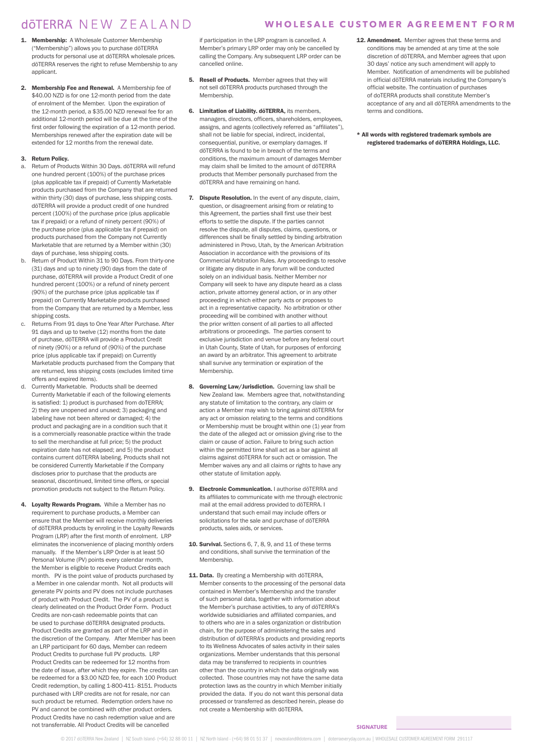# dōTERRA NEW ZEALAND

## WHOLESALE CUSTOMER AGREEMENT FORM

1. **Membership:** A Wholesale Customer Membership ("Membership") allows you to purchase dōTERRA products for personal use at dōTERRA wholesale prices. dōTERRA reserves the right to refuse Membership to any applicant.

2. **Membership Fee and Renewal.** A Membership fee of $40.00 NZD is for one 12-month period from the date of enrolment of the Member. Upon the expiration of the 12-month period, a $35.00 NZD renewal fee for an additional 12-month period will be due at the time of the first order following the expiration of a 12-month period. Memberships renewed after the expiration date will be extended for 12 months from the renewal date.

3. **Return Policy.**
   a. Return of Products Within 30 Days. dōTERRA will refund one hundred percent (100%) of the purchase prices (plus applicable tax if prepaid) of Currently Marketable products purchased from the Company that are returned within thirty (30) days of purchase, less shipping costs. dōTERRA will provide a product credit of one hundred percent (100%) of the purchase price (plus applicable tax if prepaid) or a refund of ninety percent (90%) of the purchase price (plus applicable tax if prepaid) on products purchased from the Company not Currently Marketable that are returned by a Member within (30) days of purchase, less shipping costs.
   b. Return of Product Within 31 to 90 Days. From thirty-one (31) days and up to ninety (90) days from the date of purchase, dōTERRA will provide a Product Credit of one hundred percent (100%) or a refund of ninety percent (90%) of the purchase price (plus applicable tax if prepaid) on Currently Marketable products purchased from the Company that are returned by a Member, less shipping costs.
   c. Returns From 91 days to One Year After Purchase. After 91 days and up to twelve (12) months from the date of purchase, dōTERRA will provide a Product Credit of ninety (90%) or a refund of (90%) of the purchase price (plus applicable tax if prepaid) on Currently Marketable products purchased from the Company that are returned, less shipping costs (excludes limited time offers and expired items).
   d. Currently Marketable. Products shall be deemed Currently Marketable if each of the following elements is satisfied: 1) product is purchased from doTERRA; 2) they are unopened and unused; 3) packaging and labeling have not been altered or damaged; 4) the product and packaging are in a condition such that it is a commercially reasonable practice within the trade to sell the merchandise at full price; 5) the product expiration date has not elapsed; and 5) the product contains current dōTERRA labeling. Products shall not be considered Currently Marketable if the Company discloses prior to purchase that the products are seasonal, discontinued, limited time offers, or special promotion products not subject to the Return Policy.

4. **Loyalty Rewards Program.** While a Member has no requirement to purchase products, a Member can ensure that the Member will receive monthly deliveries of dōTERRA products by enroling in the Loyalty Rewards Program (LRP) after the first month of enrolment. LRP eliminates the inconvenience of placing monthly orders manually. If the Member's LRP Order is at least 50 Personal Volume (PV) points every calendar month, the Member is eligible to receive Product Credits each month. PV is the point value of products purchased by a Member in one calendar month. Not all products will generate PV points and PV does not include purchases of product with Product Credit. The PV of a product is clearly delineated on the Product Order Form. Product Credits are non-cash redeemable points that can be used to purchase dōTERRA designated products. Product Credits are granted as part of the LRP and in the discretion of the Company. After Member has been an LRP participant for 60 days, Member can redeem Product Credits to purchase full PV products. LRP Product Credits can be redeemed for 12 months from the date of issue, after which they expire. The credits can be redeemed for a $3.00 NZD fee, for each 100 Product Credit redemption, by calling 1-800-411- 8151. Products purchased with LRP credits are not for resale, nor can such product be returned. Redemption orders have no PV and cannot be combined with other product orders. Product Credits have no cash redemption value and are not transferrable. All Product Credits will be cancelled if participation in the LRP program is cancelled. A Member's primary LRP order may only be cancelled by calling the Company. Any subsequent LRP order can be cancelled online.

5. **Resell of Products.** Member agrees that they will not sell dōTERRA products purchased through the Membership.

6. **Limitation of Liability. dōTERRA,** its members, managers, directors, officers, shareholders, employees, assigns, and agents (collectively referred as "affiliates"), shall not be liable for special, indirect, incidental, consequential, punitive, or exemplary damages. If dōTERRA is found to be in breach of the terms and conditions, the maximum amount of damages Member may claim shall be limited to the amount of dōTERRA products that Member personally purchased from the dōTERRA and have remaining on hand.

7. **Dispute Resolution.** In the event of any dispute, claim, question, or disagreement arising from or relating to this Agreement, the parties shall first use their best efforts to settle the dispute. If the parties cannot resolve the dispute, all disputes, claims, questions, or differences shall be finally settled by binding arbitration administered in Provo, Utah, by the American Arbitration Association in accordance with the provisions of its Commercial Arbitration Rules. Any proceedings to resolve or litigate any dispute in any forum will be conducted solely on an individual basis. Neither Member nor Company will seek to have any dispute heard as a class action, private attorney general action, or in any other proceeding in which either party acts or proposes to act in a representative capacity. No arbitration or other proceeding will be combined with another without the prior written consent of all parties to all affected arbitrations or proceedings. The parties consent to exclusive jurisdiction and venue before any federal court in Utah County, State of Utah, for purposes of enforcing an award by an arbitrator. This agreement to arbitrate shall survive any termination or expiration of the Membership.

8. **Governing Law/Jurisdiction.** Governing law shall be New Zealand law. Members agree that, notwithstanding any statute of limitation to the contrary, any claim or action a Member may wish to bring against dōTERRA for any act or omission relating to the terms and conditions or Membership must be brought within one (1) year from the date of the alleged act or omission giving rise to the claim or cause of action. Failure to bring such action within the permitted time shall act as a bar against all claims against dōTERRA for such act or omission. The Member waives any and all claims or rights to have any other statute of limitation apply.

9. **Electronic Communication.** I authorise dōTERRA and its affiliates to communicate with me through electronic mail at the email address provided to dōTERRA. I understand that such email may include offers or solicitations for the sale and purchase of dōTERRA products, sales aids, or services.

10. **Survival.** Sections 6, 7, 8, 9, and 11 of these terms and conditions, shall survive the termination of the Membership.

11. **Data.** By creating a Membership with dōTERRA, Member consents to the processing of the personal data contained in Member's Membership and the transfer of such personal data, together with information about the Member's purchase activities, to any of dōTERRA's worldwide subsidiaries and affiliated companies, and to others who are in a sales organization or distribution chain, for the purpose of administering the sales and distribution of dōTERRA's products and providing reports to its Wellness Advocates of sales activity in their sales organizations. Member understands that this personal data may be transferred to recipients in countries other than the country in which the data originally was collected. Those countries may not have the same data protection laws as the country in which Member initially provided the data. If you do not want this personal data processed or transferred as described herein, please do not create a Membership with dōTERRA.

12. **Amendment.** Member agrees that these terms and conditions may be amended at any time at the sole discretion of dōTERRA, and Member agrees that upon 30 days' notice any such amendment will apply to Member. Notification of amendments will be published in official dōTERRA materials including the Company's official website. The continuation of purchases of doTERRA products shall constitute Member's acceptance of any and all dōTERRA amendments to the terms and conditions.

**\* All words with registered trademark symbols are registered trademarks of dōTERRA Holdings, LLC.**

**SIGNATURE**

© 2017 dōTERRA New Zealand | NZ South Island- (+64) 32 88 00 11 | NZ North Island - (+64) 98 01 51 37 | newzealand@doterra.com | doterraeveryday.com.au | WHOLESALE CUSTOMER AGREEMENT FORM 291117